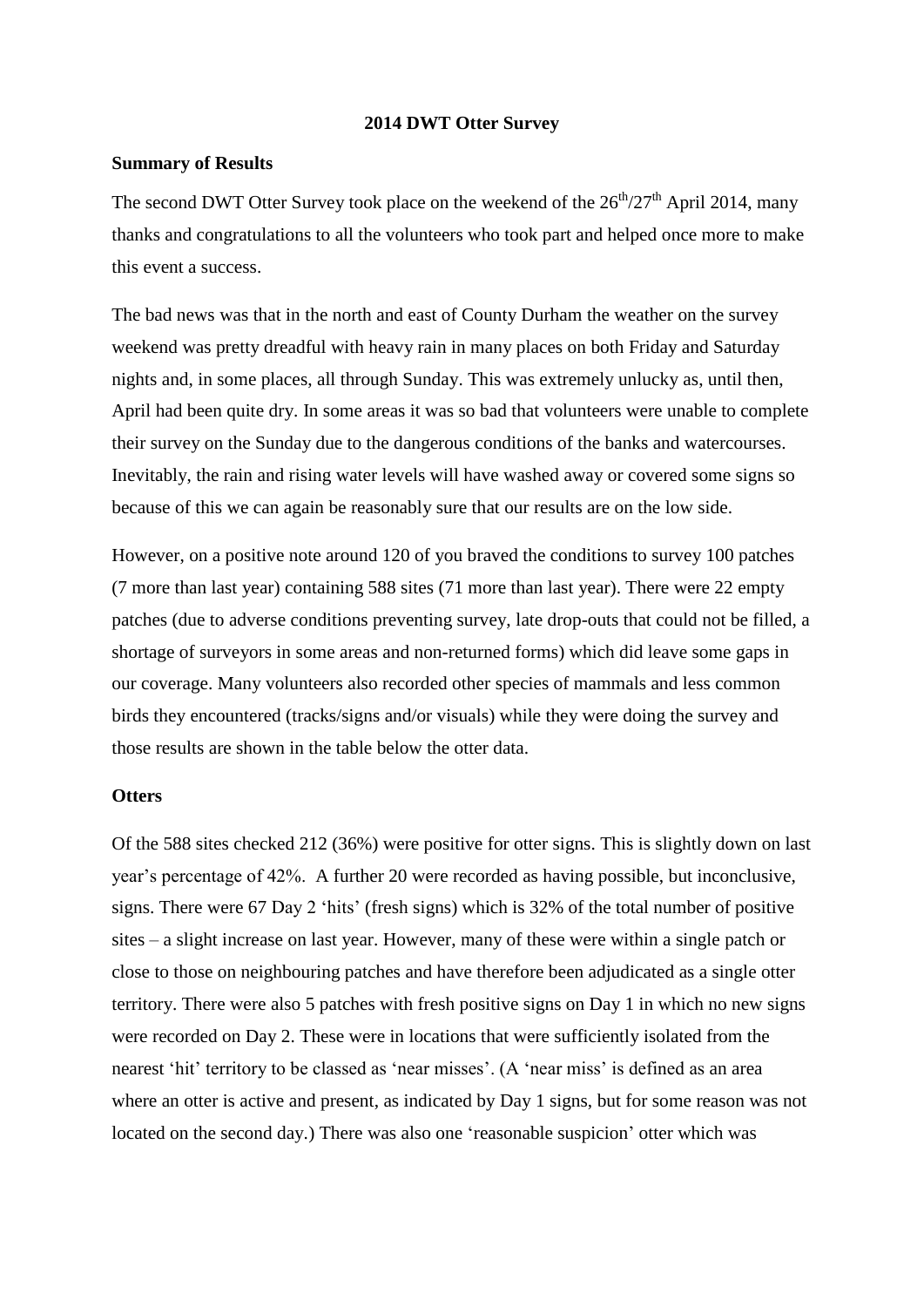# 2014 DWT Otter Survey

## Summary of Results

The second DWT Otter Survey took place on the weekend of the 26th/27th April 2014, many thanks and congratulations to all the volunteers who took part and helped once more to make this event a success.

The bad news was that in the north and east of County Durham the weather on the survey weekend was pretty dreadful with heavy rain in many places on both Friday and Saturday nights and, in some places, all through Sunday. This was extremely unlucky as, until then, April had been quite dry. In some areas it was so bad that volunteers were unable to complete their survey on the Sunday due to the dangerous conditions of the banks and watercourses. Inevitably, the rain and rising water levels will have washed away or covered some signs so because of this we can again be reasonably sure that our results are on the low side.

However, on a positive note around 120 of you braved the conditions to survey 100 patches (7 more than last year) containing 588 sites (71 more than last year). There were 22 empty patches (due to adverse conditions preventing survey, late drop-outs that could not be filled, a shortage of surveyors in some areas and non-returned forms) which did leave some gaps in our coverage. Many volunteers also recorded other species of mammals and less common birds they encountered (tracks/signs and/or visuals) while they were doing the survey and those results are shown in the table below the otter data.

## Otters

Of the 588 sites checked 212 (36%) were positive for otter signs. This is slightly down on last year's percentage of 42%. A further 20 were recorded as having possible, but inconclusive, signs. There were 67 Day 2 'hits' (fresh signs) which is 32% of the total number of positive sites – a slight increase on last year. However, many of these were within a single patch or close to those on neighbouring patches and have therefore been adjudicated as a single otter territory. There were also 5 patches with fresh positive signs on Day 1 in which no new signs were recorded on Day 2. These were in locations that were sufficiently isolated from the nearest 'hit' territory to be classed as 'near misses'. (A 'near miss' is defined as an area where an otter is active and present, as indicated by Day 1 signs, but for some reason was not located on the second day.) There was also one 'reasonable suspicion' otter which was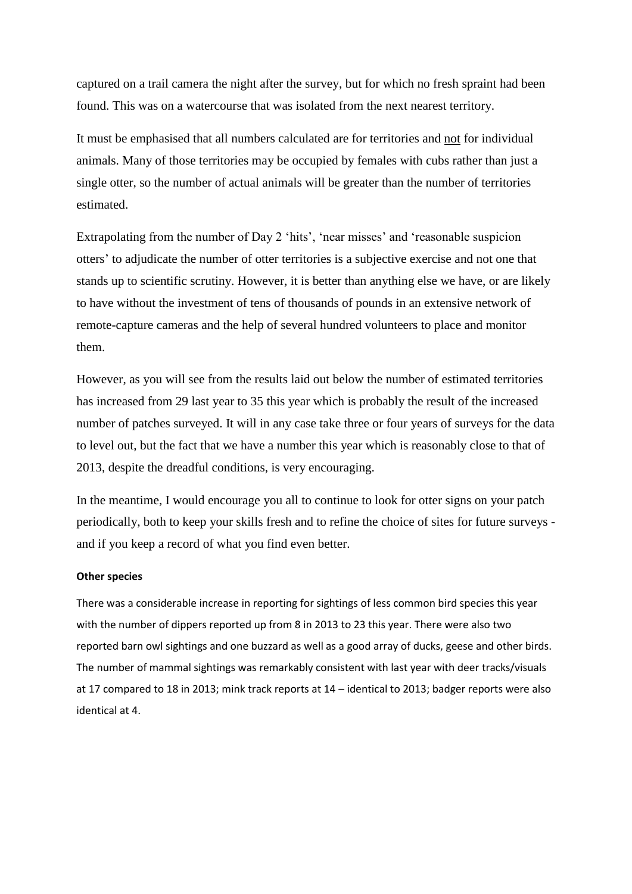captured on a trail camera the night after the survey, but for which no fresh spraint had been found. This was on a watercourse that was isolated from the next nearest territory.

It must be emphasised that all numbers calculated are for territories and <u>not</u> for individual animals. Many of those territories may be occupied by females with cubs rather than just a single otter, so the number of actual animals will be greater than the number of territories estimated.

Extrapolating from the number of Day 2 'hits', 'near misses' and 'reasonable suspicion otters' to adjudicate the number of otter territories is a subjective exercise and not one that stands up to scientific scrutiny. However, it is better than anything else we have, or are likely to have without the investment of tens of thousands of pounds in an extensive network of remote-capture cameras and the help of several hundred volunteers to place and monitor them.

However, as you will see from the results laid out below the number of estimated territories has increased from 29 last year to 35 this year which is probably the result of the increased number of patches surveyed. It will in any case take three or four years of surveys for the data to level out, but the fact that we have a number this year which is reasonably close to that of 2013, despite the dreadful conditions, is very encouraging.

In the meantime, I would encourage you all to continue to look for otter signs on your patch periodically, both to keep your skills fresh and to refine the choice of sites for future surveys - and if you keep a record of what you find even better.

#### Other species

There was a considerable increase in reporting for sightings of less common bird species this year with the number of dippers reported up from 8 in 2013 to 23 this year. There were also two reported barn owl sightings and one buzzard as well as a good array of ducks, geese and other birds. The number of mammal sightings was remarkably consistent with last year with deer tracks/visuals at 17 compared to 18 in 2013; mink track reports at 14 – identical to 2013; badger reports were also identical at 4.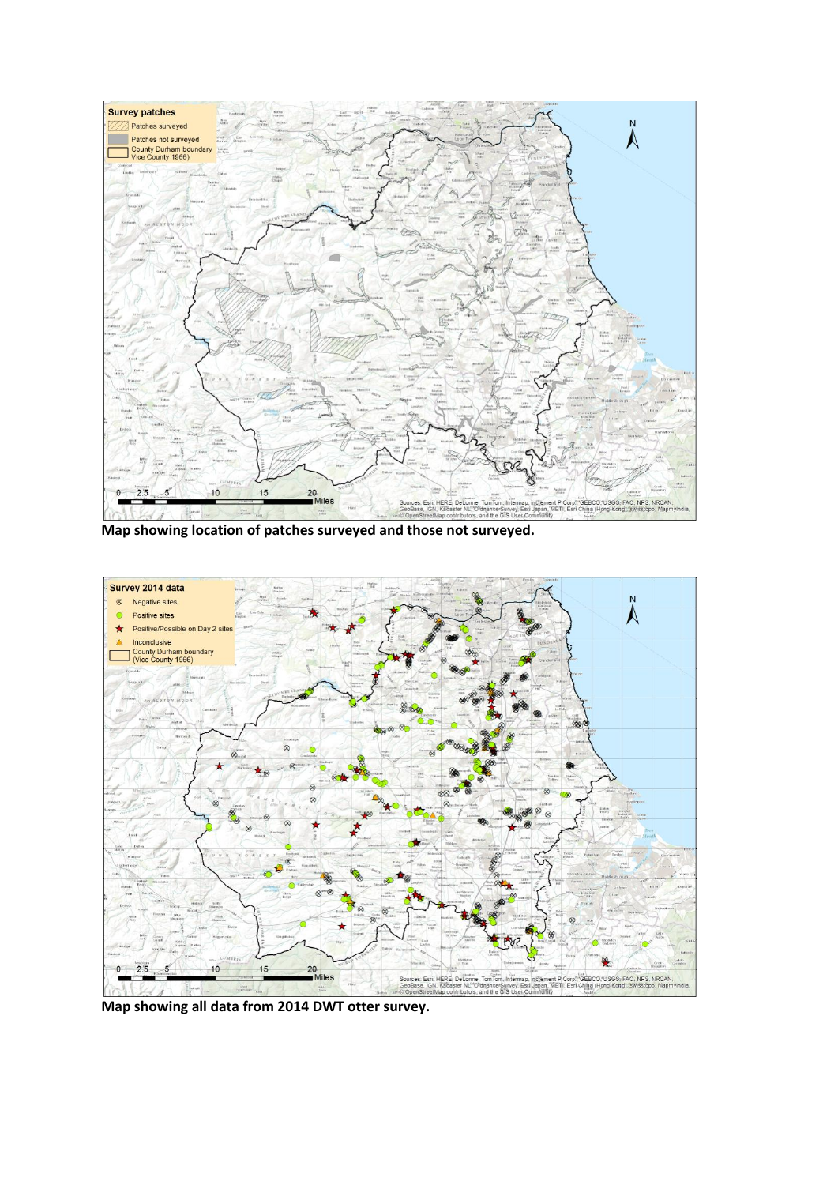Map showing location of patches surveyed and those not surveyed.

Map showing all data from 2014 DWT otter survey.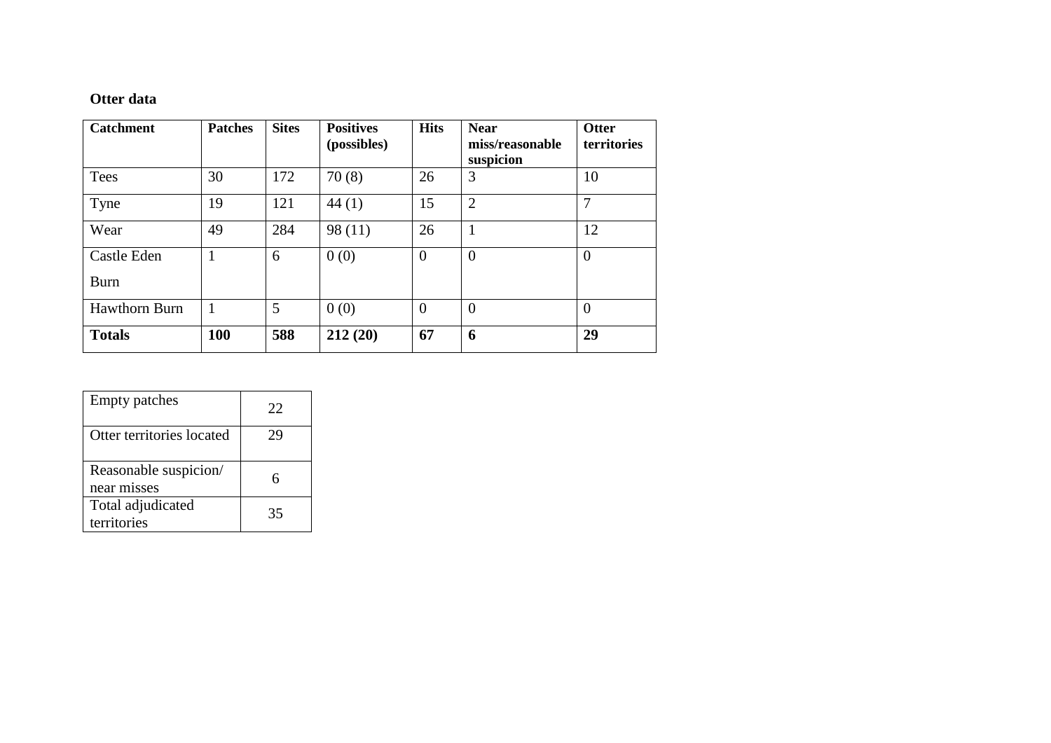**Otter data**

| Catchment | Patches | Sites | Positives (possibles) | Hits | Near miss/reasonable suspicion | Otter territories |
|---|---|---|---|---|---|---|
| Tees | 30 | 172 | 70 (8) | 26 | 3 | 10 |
| Tyne | 19 | 121 | 44 (1) | 15 | 2 | 7 |
| Wear | 49 | 284 | 98 (11) | 26 | 1 | 12 |
| Castle Eden Burn | 1 | 6 | 0 (0) | 0 | 0 | 0 |
| Hawthorn Burn | 1 | 5 | 0 (0) | 0 | 0 | 0 |
| **Totals** | **100** | **588** | **212 (20)** | **67** | **6** | **29** |

| | |
|---|---|
| Empty patches | 22 |
| Otter territories located | 29 |
| Reasonable suspicion/ near misses | 6 |
| Total adjudicated territories | 35 |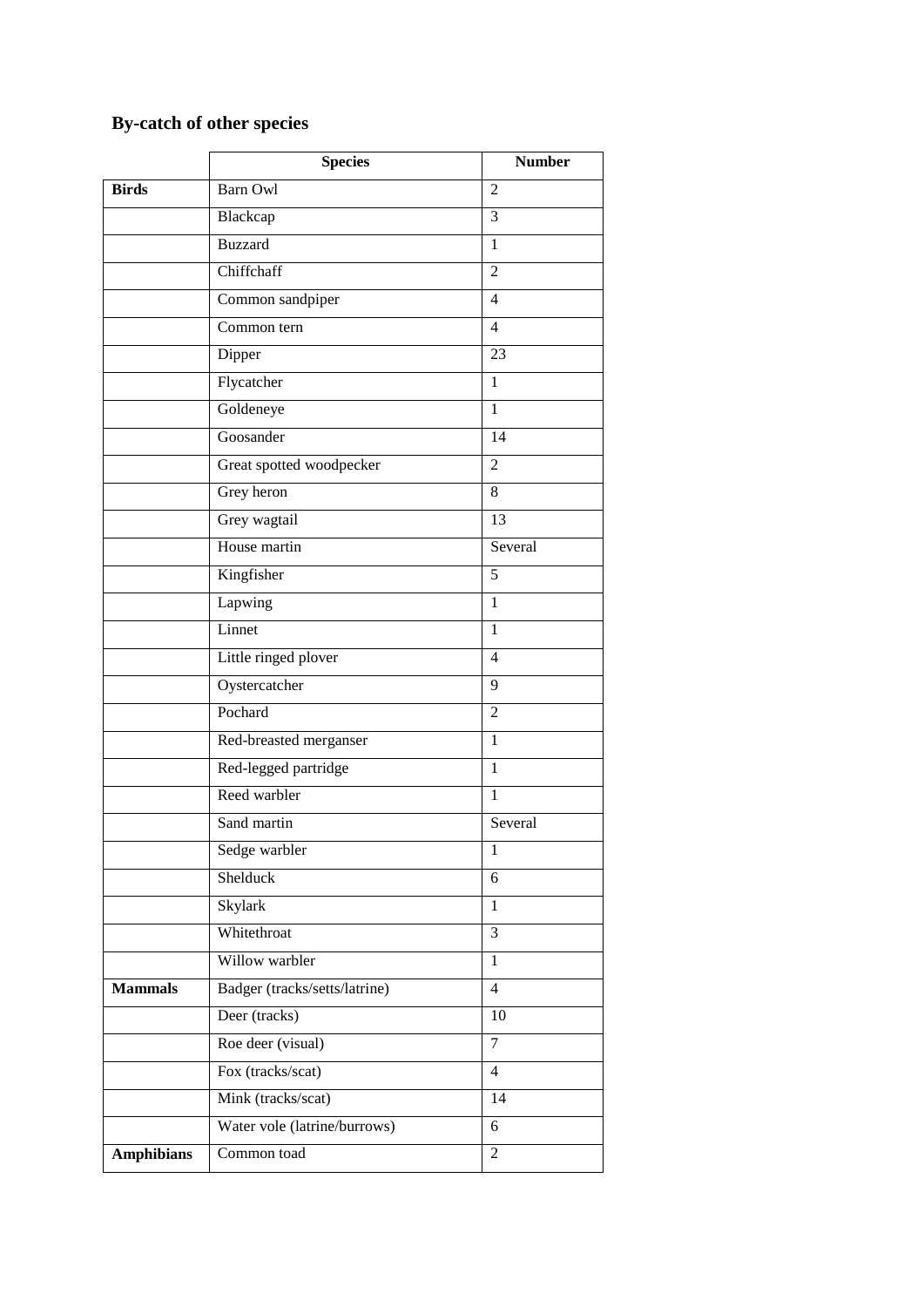## By-catch of other species

| | Species | Number |
|---|---|---|
| **Birds** | Barn Owl | 2 |
| | Blackcap | 3 |
| | Buzzard | 1 |
| | Chiffchaff | 2 |
| | Common sandpiper | 4 |
| | Common tern | 4 |
| | Dipper | 23 |
| | Flycatcher | 1 |
| | Goldeneye | 1 |
| | Goosander | 14 |
| | Great spotted woodpecker | 2 |
| | Grey heron | 8 |
| | Grey wagtail | 13 |
| | House martin | Several |
| | Kingfisher | 5 |
| | Lapwing | 1 |
| | Linnet | 1 |
| | Little ringed plover | 4 |
| | Oystercatcher | 9 |
| | Pochard | 2 |
| | Red-breasted merganser | 1 |
| | Red-legged partridge | 1 |
| | Reed warbler | 1 |
| | Sand martin | Several |
| | Sedge warbler | 1 |
| | Shelduck | 6 |
| | Skylark | 1 |
| | Whitethroat | 3 |
| | Willow warbler | 1 |
| **Mammals** | Badger (tracks/setts/latrine) | 4 |
| | Deer (tracks) | 10 |
| | Roe deer (visual) | 7 |
| | Fox (tracks/scat) | 4 |
| | Mink (tracks/scat) | 14 |
| | Water vole (latrine/burrows) | 6 |
| **Amphibians** | Common toad | 2 |